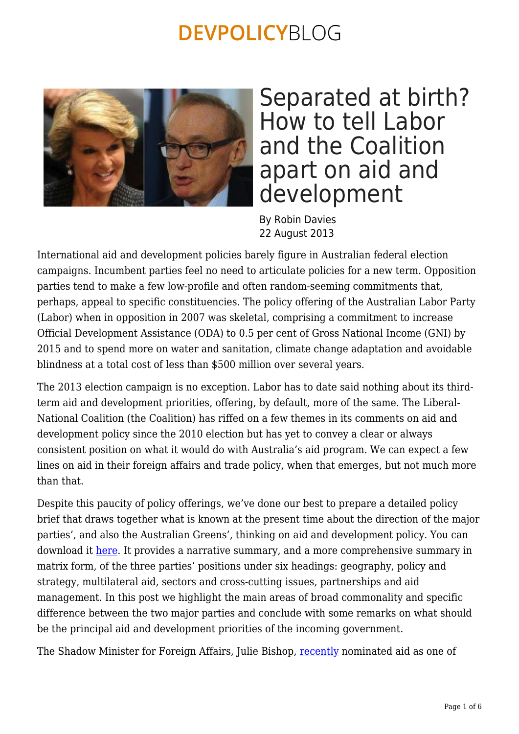# Separated at birth? How to tell Labor and the Coalition apart on aid and development

By Robin Davies
22 August 2013

International aid and development policies barely figure in Australian federal election campaigns. Incumbent parties feel no need to articulate policies for a new term. Opposition parties tend to make a few low-profile and often random-seeming commitments that, perhaps, appeal to specific constituencies. The policy offering of the Australian Labor Party (Labor) when in opposition in 2007 was skeletal, comprising a commitment to increase Official Development Assistance (ODA) to 0.5 per cent of Gross National Income (GNI) by 2015 and to spend more on water and sanitation, climate change adaptation and avoidable blindness at a total cost of less than $500 million over several years.

The 2013 election campaign is no exception. Labor has to date said nothing about its third-term aid and development priorities, offering, by default, more of the same. The Liberal-National Coalition (the Coalition) has riffed on a few themes in its comments on aid and development policy since the 2010 election but has yet to convey a clear or always consistent position on what it would do with Australia's aid program. We can expect a few lines on aid in their foreign affairs and trade policy, when that emerges, but not much more than that.

Despite this paucity of policy offerings, we've done our best to prepare a detailed policy brief that draws together what is known at the present time about the direction of the major parties', and also the Australian Greens', thinking on aid and development policy. You can download it here. It provides a narrative summary, and a more comprehensive summary in matrix form, of the three parties' positions under six headings: geography, policy and strategy, multilateral aid, sectors and cross-cutting issues, partnerships and aid management. In this post we highlight the main areas of broad commonality and specific difference between the two major parties and conclude with some remarks on what should be the principal aid and development priorities of the incoming government.

The Shadow Minister for Foreign Affairs, Julie Bishop, recently nominated aid as one of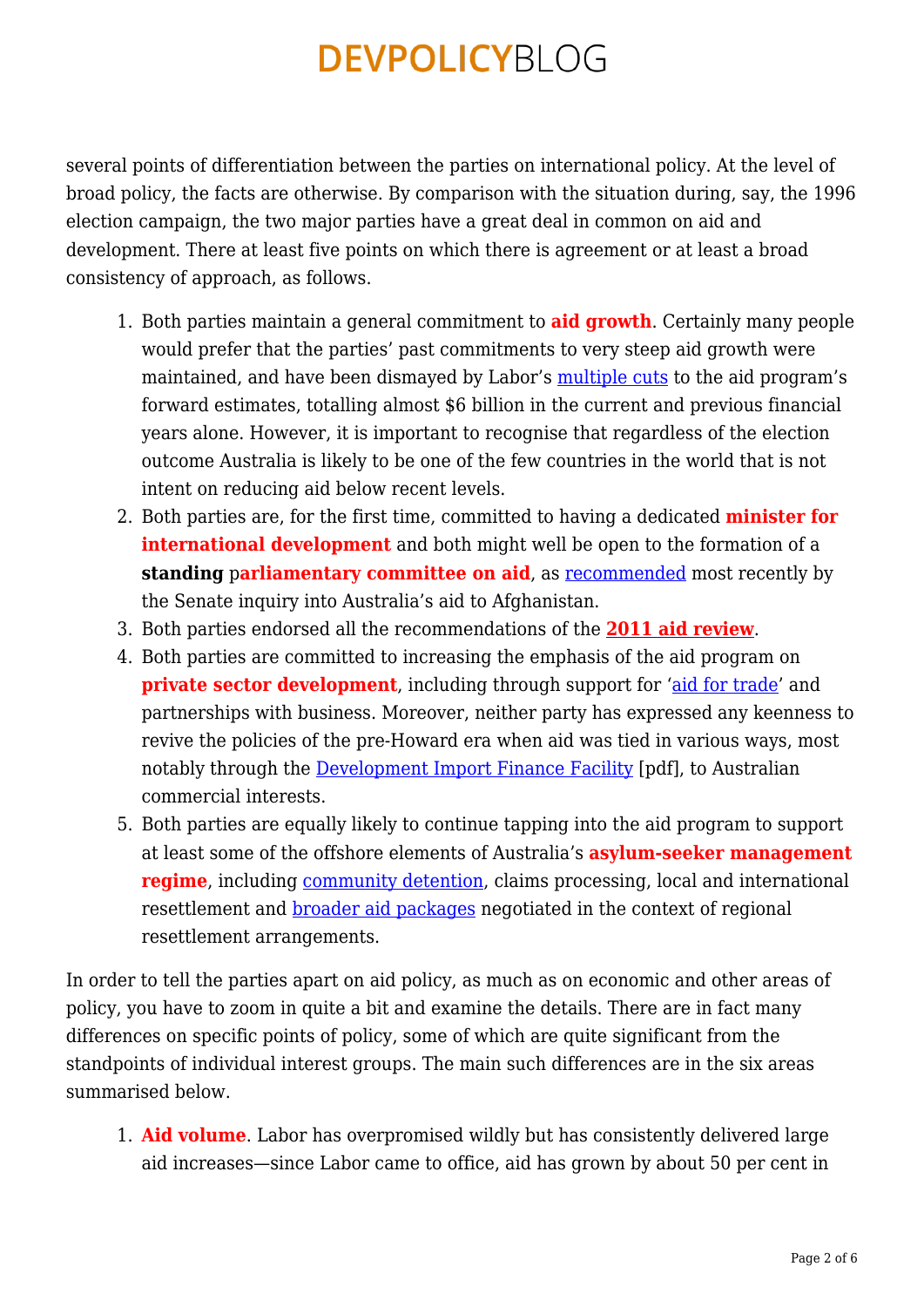several points of differentiation between the parties on international policy. At the level of broad policy, the facts are otherwise. By comparison with the situation during, say, the 1996 election campaign, the two major parties have a great deal in common on aid and development. There at least five points on which there is agreement or at least a broad consistency of approach, as follows.

1. Both parties maintain a general commitment to **aid growth**. Certainly many people would prefer that the parties' past commitments to very steep aid growth were maintained, and have been dismayed by Labor's multiple cuts to the aid program's forward estimates, totalling almost $6 billion in the current and previous financial years alone. However, it is important to recognise that regardless of the election outcome Australia is likely to be one of the few countries in the world that is not intent on reducing aid below recent levels.
2. Both parties are, for the first time, committed to having a dedicated **minister for international development** and both might well be open to the formation of a **standing parliamentary committee on aid**, as recommended most recently by the Senate inquiry into Australia's aid to Afghanistan.
3. Both parties endorsed all the recommendations of the **2011 aid review**.
4. Both parties are committed to increasing the emphasis of the aid program on **private sector development**, including through support for 'aid for trade' and partnerships with business. Moreover, neither party has expressed any keenness to revive the policies of the pre-Howard era when aid was tied in various ways, most notably through the Development Import Finance Facility [pdf], to Australian commercial interests.
5. Both parties are equally likely to continue tapping into the aid program to support at least some of the offshore elements of Australia's **asylum-seeker management regime**, including community detention, claims processing, local and international resettlement and broader aid packages negotiated in the context of regional resettlement arrangements.

In order to tell the parties apart on aid policy, as much as on economic and other areas of policy, you have to zoom in quite a bit and examine the details. There are in fact many differences on specific points of policy, some of which are quite significant from the standpoints of individual interest groups. The main such differences are in the six areas summarised below.

1. **Aid volume**. Labor has overpromised wildly but has consistently delivered large aid increases—since Labor came to office, aid has grown by about 50 per cent in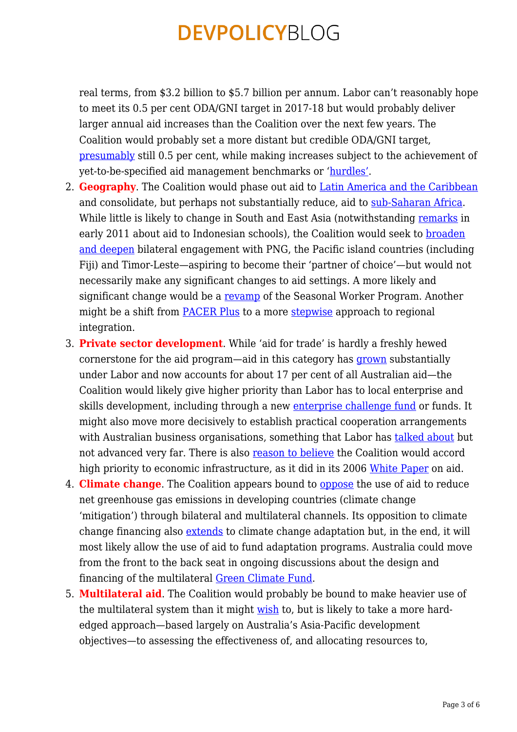real terms, from $3.2 billion to $5.7 billion per annum. Labor can't reasonably hope to meet its 0.5 per cent ODA/GNI target in 2017-18 but would probably deliver larger annual aid increases than the Coalition over the next few years. The Coalition would probably set a more distant but credible ODA/GNI target, presumably still 0.5 per cent, while making increases subject to the achievement of yet-to-be-specified aid management benchmarks or 'hurdles'.

2. **Geography**. The Coalition would phase out aid to Latin America and the Caribbean and consolidate, but perhaps not substantially reduce, aid to sub-Saharan Africa. While little is likely to change in South and East Asia (notwithstanding remarks in early 2011 about aid to Indonesian schools), the Coalition would seek to broaden and deepen bilateral engagement with PNG, the Pacific island countries (including Fiji) and Timor-Leste—aspiring to become their 'partner of choice'—but would not necessarily make any significant changes to aid settings. A more likely and significant change would be a revamp of the Seasonal Worker Program. Another might be a shift from PACER Plus to a more stepwise approach to regional integration.
3. **Private sector development**. While 'aid for trade' is hardly a freshly hewed cornerstone for the aid program—aid in this category has grown substantially under Labor and now accounts for about 17 per cent of all Australian aid—the Coalition would likely give higher priority than Labor has to local enterprise and skills development, including through a new enterprise challenge fund or funds. It might also move more decisively to establish practical cooperation arrangements with Australian business organisations, something that Labor has talked about but not advanced very far. There is also reason to believe the Coalition would accord high priority to economic infrastructure, as it did in its 2006 White Paper on aid.
4. **Climate change**. The Coalition appears bound to oppose the use of aid to reduce net greenhouse gas emissions in developing countries (climate change 'mitigation') through bilateral and multilateral channels. Its opposition to climate change financing also extends to climate change adaptation but, in the end, it will most likely allow the use of aid to fund adaptation programs. Australia could move from the front to the back seat in ongoing discussions about the design and financing of the multilateral Green Climate Fund.
5. **Multilateral aid**. The Coalition would probably be bound to make heavier use of the multilateral system than it might wish to, but is likely to take a more hard-edged approach—based largely on Australia's Asia-Pacific development objectives—to assessing the effectiveness of, and allocating resources to,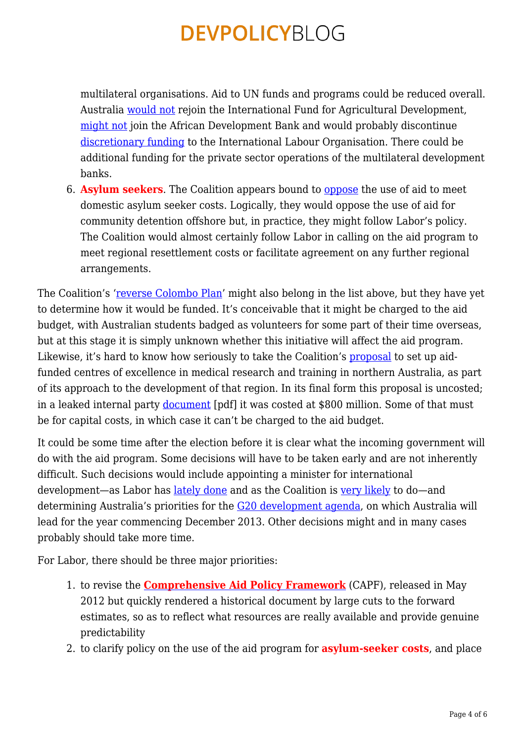multilateral organisations. Aid to UN funds and programs could be reduced overall. Australia would not rejoin the International Fund for Agricultural Development, might not join the African Development Bank and would probably discontinue discretionary funding to the International Labour Organisation. There could be additional funding for the private sector operations of the multilateral development banks.

6. **Asylum seekers**. The Coalition appears bound to oppose the use of aid to meet domestic asylum seeker costs. Logically, they would oppose the use of aid for community detention offshore but, in practice, they might follow Labor's policy. The Coalition would almost certainly follow Labor in calling on the aid program to meet regional resettlement costs or facilitate agreement on any further regional arrangements.

The Coalition's 'reverse Colombo Plan' might also belong in the list above, but they have yet to determine how it would be funded. It's conceivable that it might be charged to the aid budget, with Australian students badged as volunteers for some part of their time overseas, but at this stage it is simply unknown whether this initiative will affect the aid program. Likewise, it's hard to know how seriously to take the Coalition's proposal to set up aid-funded centres of excellence in medical research and training in northern Australia, as part of its approach to the development of that region. In its final form this proposal is uncosted; in a leaked internal party document [pdf] it was costed at $800 million. Some of that must be for capital costs, in which case it can't be charged to the aid budget.

It could be some time after the election before it is clear what the incoming government will do with the aid program. Some decisions will have to be taken early and are not inherently difficult. Such decisions would include appointing a minister for international development—as Labor has lately done and as the Coalition is very likely to do—and determining Australia's priorities for the G20 development agenda, on which Australia will lead for the year commencing December 2013. Other decisions might and in many cases probably should take more time.

For Labor, there should be three major priorities:

1. to revise the **Comprehensive Aid Policy Framework** (CAPF), released in May 2012 but quickly rendered a historical document by large cuts to the forward estimates, so as to reflect what resources are really available and provide genuine predictability
2. to clarify policy on the use of the aid program for **asylum-seeker costs**, and place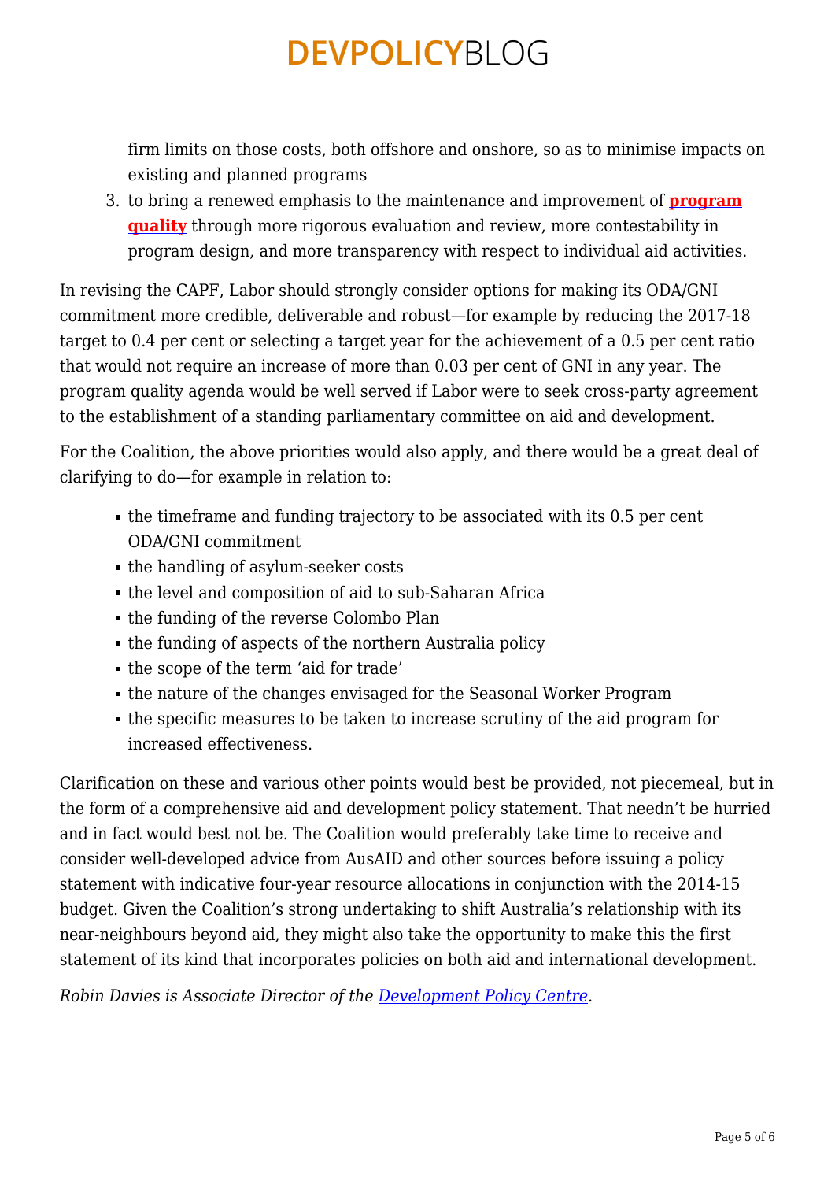firm limits on those costs, both offshore and onshore, so as to minimise impacts on existing and planned programs

3. to bring a renewed emphasis to the maintenance and improvement of **program quality** through more rigorous evaluation and review, more contestability in program design, and more transparency with respect to individual aid activities.

In revising the CAPF, Labor should strongly consider options for making its ODA/GNI commitment more credible, deliverable and robust—for example by reducing the 2017-18 target to 0.4 per cent or selecting a target year for the achievement of a 0.5 per cent ratio that would not require an increase of more than 0.03 per cent of GNI in any year. The program quality agenda would be well served if Labor were to seek cross-party agreement to the establishment of a standing parliamentary committee on aid and development.

For the Coalition, the above priorities would also apply, and there would be a great deal of clarifying to do—for example in relation to:

- the timeframe and funding trajectory to be associated with its 0.5 per cent ODA/GNI commitment
- the handling of asylum-seeker costs
- the level and composition of aid to sub-Saharan Africa
- the funding of the reverse Colombo Plan
- the funding of aspects of the northern Australia policy
- the scope of the term 'aid for trade'
- the nature of the changes envisaged for the Seasonal Worker Program
- the specific measures to be taken to increase scrutiny of the aid program for increased effectiveness.

Clarification on these and various other points would best be provided, not piecemeal, but in the form of a comprehensive aid and development policy statement. That needn't be hurried and in fact would best not be. The Coalition would preferably take time to receive and consider well-developed advice from AusAID and other sources before issuing a policy statement with indicative four-year resource allocations in conjunction with the 2014-15 budget. Given the Coalition's strong undertaking to shift Australia's relationship with its near-neighbours beyond aid, they might also take the opportunity to make this the first statement of its kind that incorporates policies on both aid and international development.

*Robin Davies is Associate Director of the Development Policy Centre.*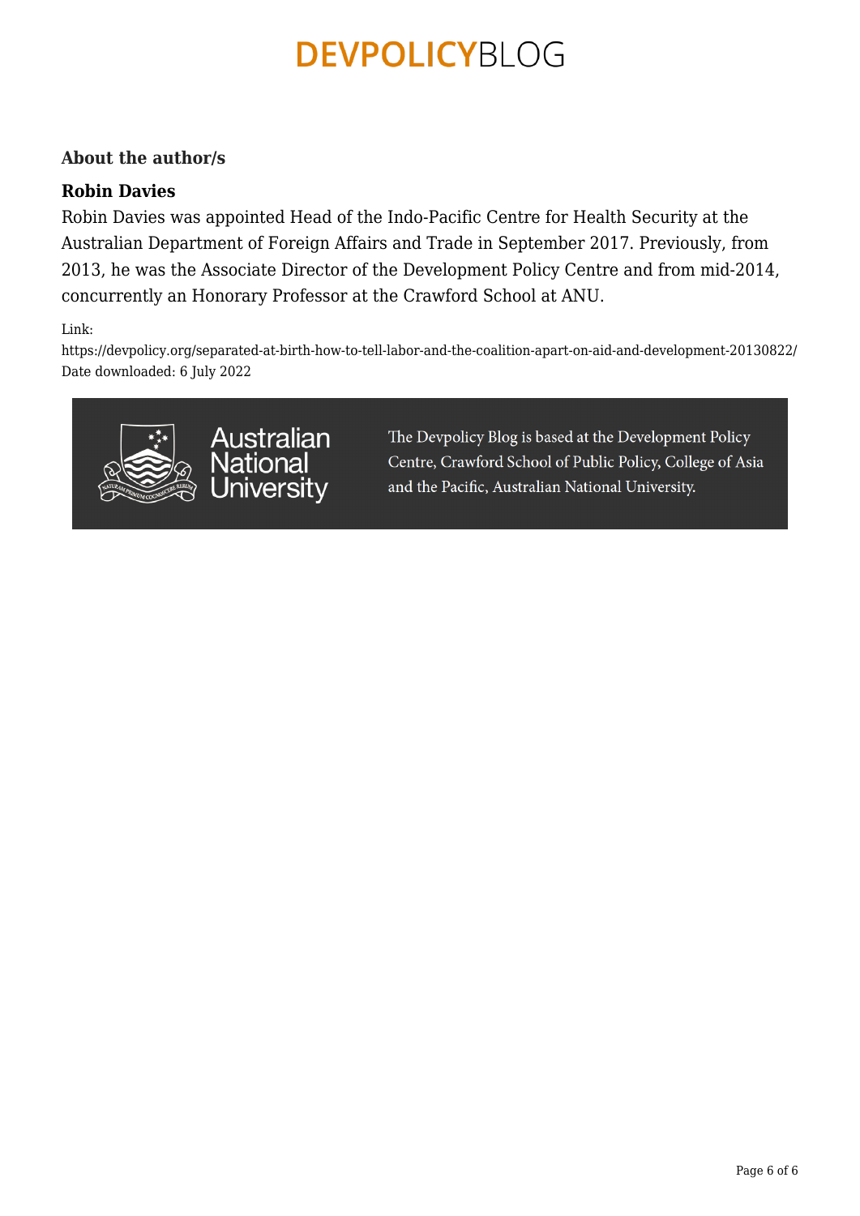### About the author/s

**Robin Davies**

Robin Davies was appointed Head of the Indo-Pacific Centre for Health Security at the Australian Department of Foreign Affairs and Trade in September 2017. Previously, from 2013, he was the Associate Director of the Development Policy Centre and from mid-2014, concurrently an Honorary Professor at the Crawford School at ANU.

Link:
https://devpolicy.org/separated-at-birth-how-to-tell-labor-and-the-coalition-apart-on-aid-and-development-20130822/
Date downloaded: 6 July 2022

Australian National University

The Devpolicy Blog is based at the Development Policy Centre, Crawford School of Public Policy, College of Asia and the Pacific, Australian National University.